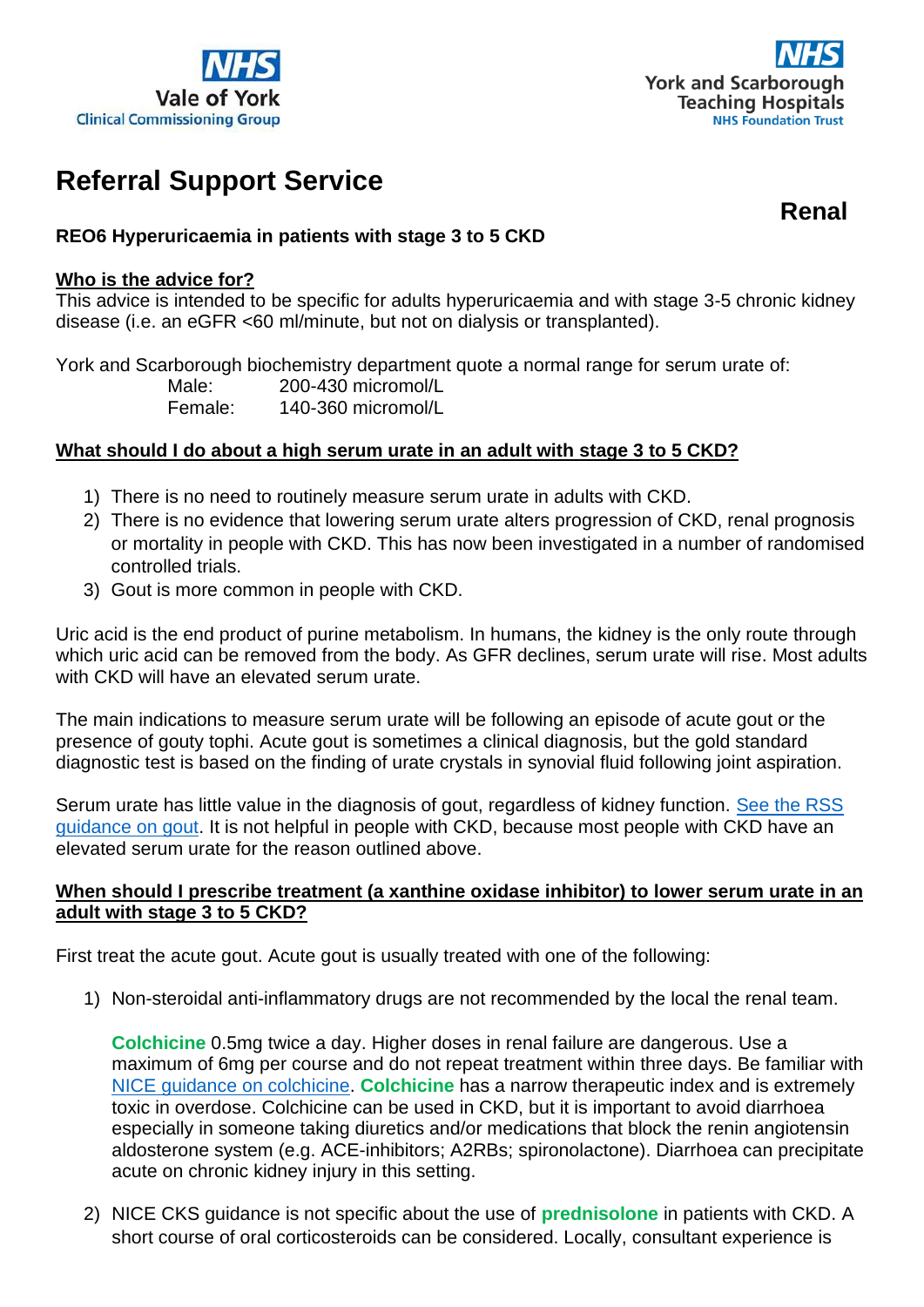NHS Vale of York Clinical Commissioning Group

NHS York and Scarborough Teaching Hospitals NHS Foundation Trust

# Referral Support Service

**Renal**

**REO6 Hyperuricaemia in patients with stage 3 to 5 CKD**

**Who is the advice for?**

This advice is intended to be specific for adults hyperuricaemia and with stage 3-5 chronic kidney disease (i.e. an eGFR <60 ml/minute, but not on dialysis or transplanted).

York and Scarborough biochemistry department quote a normal range for serum urate of:

| | |
|---|---|
| Male: | 200-430 micromol/L |
| Female: | 140-360 micromol/L |

**What should I do about a high serum urate in an adult with stage 3 to 5 CKD?**

1) There is no need to routinely measure serum urate in adults with CKD.
2) There is no evidence that lowering serum urate alters progression of CKD, renal prognosis or mortality in people with CKD. This has now been investigated in a number of randomised controlled trials.
3) Gout is more common in people with CKD.

Uric acid is the end product of purine metabolism. In humans, the kidney is the only route through which uric acid can be removed from the body. As GFR declines, serum urate will rise. Most adults with CKD will have an elevated serum urate.

The main indications to measure serum urate will be following an episode of acute gout or the presence of gouty tophi. Acute gout is sometimes a clinical diagnosis, but the gold standard diagnostic test is based on the finding of urate crystals in synovial fluid following joint aspiration.

Serum urate has little value in the diagnosis of gout, regardless of kidney function. See the RSS guidance on gout. It is not helpful in people with CKD, because most people with CKD have an elevated serum urate for the reason outlined above.

**When should I prescribe treatment (a xanthine oxidase inhibitor) to lower serum urate in an adult with stage 3 to 5 CKD?**

First treat the acute gout. Acute gout is usually treated with one of the following:

1) Non-steroidal anti-inflammatory drugs are not recommended by the local the renal team.

   **Colchicine** 0.5mg twice a day. Higher doses in renal failure are dangerous. Use a maximum of 6mg per course and do not repeat treatment within three days. Be familiar with NICE guidance on colchicine. **Colchicine** has a narrow therapeutic index and is extremely toxic in overdose. Colchicine can be used in CKD, but it is important to avoid diarrhoea especially in someone taking diuretics and/or medications that block the renin angiotensin aldosterone system (e.g. ACE-inhibitors; A2RBs; spironolactone). Diarrhoea can precipitate acute on chronic kidney injury in this setting.

2) NICE CKS guidance is not specific about the use of **prednisolone** in patients with CKD. A short course of oral corticosteroids can be considered. Locally, consultant experience is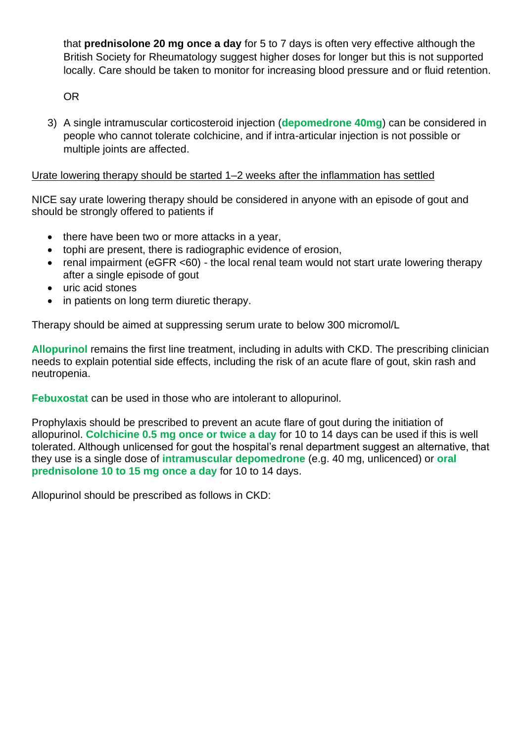that **prednisolone 20 mg once a day** for 5 to 7 days is often very effective although the British Society for Rheumatology suggest higher doses for longer but this is not supported locally. Care should be taken to monitor for increasing blood pressure and or fluid retention.

OR

3) A single intramuscular corticosteroid injection (**depomedrone 40mg**) can be considered in people who cannot tolerate colchicine, and if intra-articular injection is not possible or multiple joints are affected.

<u>Urate lowering therapy should be started 1–2 weeks after the inflammation has settled</u>

NICE say urate lowering therapy should be considered in anyone with an episode of gout and should be strongly offered to patients if

- there have been two or more attacks in a year,
- tophi are present, there is radiographic evidence of erosion,
- renal impairment (eGFR <60) - the local renal team would not start urate lowering therapy after a single episode of gout
- uric acid stones
- in patients on long term diuretic therapy.

Therapy should be aimed at suppressing serum urate to below 300 micromol/L

**Allopurinol** remains the first line treatment, including in adults with CKD. The prescribing clinician needs to explain potential side effects, including the risk of an acute flare of gout, skin rash and neutropenia.

**Febuxostat** can be used in those who are intolerant to allopurinol.

Prophylaxis should be prescribed to prevent an acute flare of gout during the initiation of allopurinol. **Colchicine 0.5 mg once or twice a day** for 10 to 14 days can be used if this is well tolerated. Although unlicensed for gout the hospital's renal department suggest an alternative, that they use is a single dose of **intramuscular depomedrone** (e.g. 40 mg, unlicenced) or **oral prednisolone 10 to 15 mg once a day** for 10 to 14 days.

Allopurinol should be prescribed as follows in CKD: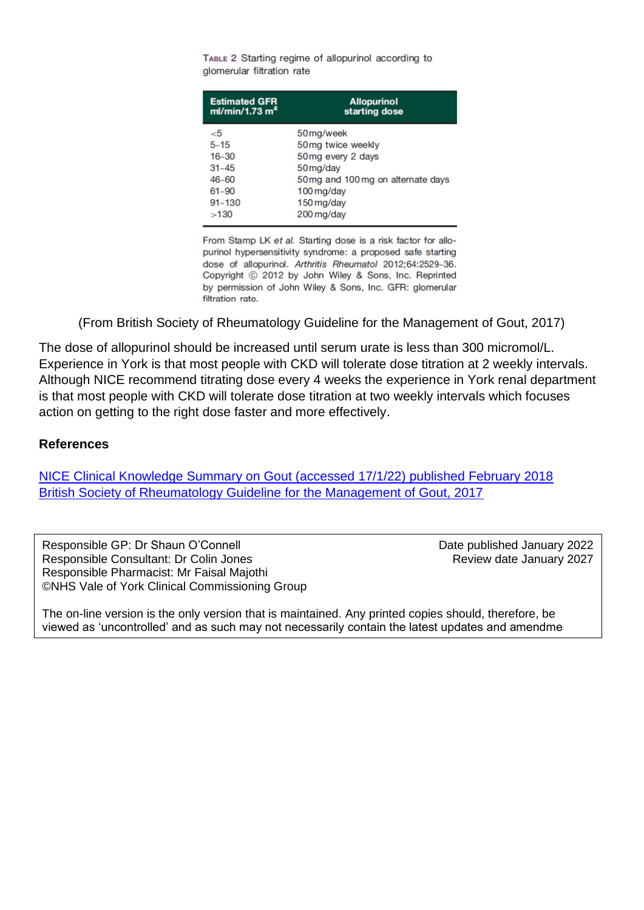TABLE 2 Starting regime of allopurinol according to glomerular filtration rate

| Estimated GFR ml/min/1.73 m$^2$ | Allopurinol starting dose |
|---|---|
| <5 | 50 mg/week |
| 5–15 | 50 mg twice weekly |
| 16–30 | 50 mg every 2 days |
| 31–45 | 50 mg/day |
| 46–60 | 50 mg and 100 mg on alternate days |
| 61–90 | 100 mg/day |
| 91–130 | 150 mg/day |
| >130 | 200 mg/day |

From Stamp LK *et al.* Starting dose is a risk factor for allopurinol hypersensitivity syndrome: a proposed safe starting dose of allopurinol. *Arthritis Rheumatol* 2012;64:2529-36. Copyright © 2012 by John Wiley & Sons, Inc. Reprinted by permission of John Wiley & Sons, Inc. GFR: glomerular filtration rate.

(From British Society of Rheumatology Guideline for the Management of Gout, 2017)

The dose of allopurinol should be increased until serum urate is less than 300 micromol/L. Experience in York is that most people with CKD will tolerate dose titration at 2 weekly intervals. Although NICE recommend titrating dose every 4 weeks the experience in York renal department is that most people with CKD will tolerate dose titration at two weekly intervals which focuses action on getting to the right dose faster and more effectively.

**References**

NICE Clinical Knowledge Summary on Gout (accessed 17/1/22) published February 2018
British Society of Rheumatology Guideline for the Management of Gout, 2017

Responsible GP: Dr Shaun O'Connell
Responsible Consultant: Dr Colin Jones
Responsible Pharmacist: Mr Faisal Majothi
©NHS Vale of York Clinical Commissioning Group

Date published January 2022
Review date January 2027

The on-line version is the only version that is maintained. Any printed copies should, therefore, be viewed as 'uncontrolled' and as such may not necessarily contain the latest updates and amendme